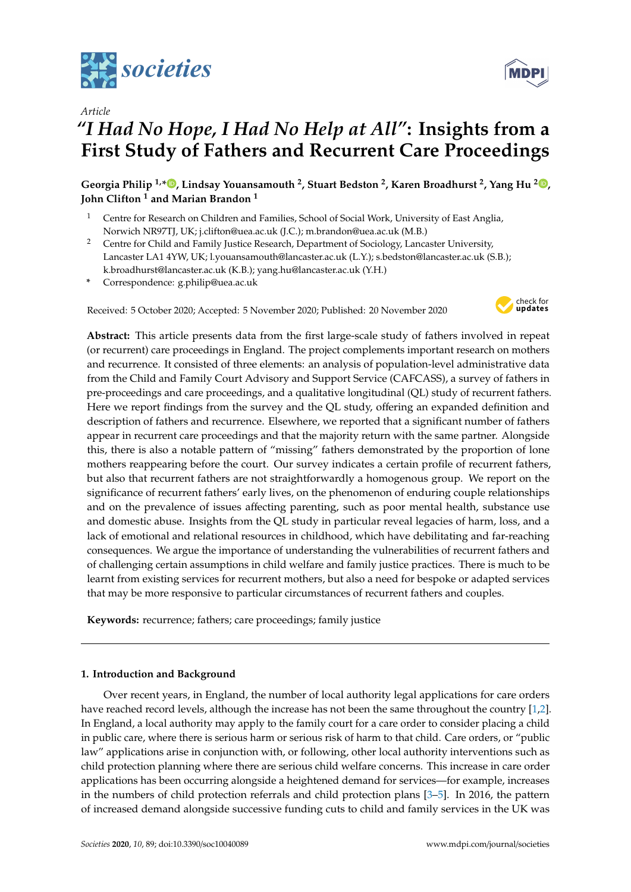*Article*

# "I Had No Hope, I Had No Help at All": Insights from a First Study of Fathers and Recurrent Care Proceedings

**Georgia Philip [1,*], Lindsay Youansamouth [2], Stuart Bedston [2], Karen Broadhurst [2], Yang Hu [2], John Clifton [1] and Marian Brandon [1]**

[1] Centre for Research on Children and Families, School of Social Work, University of East Anglia, Norwich NR97TJ, UK; j.clifton@uea.ac.uk (J.C.); m.brandon@uea.ac.uk (M.B.)

[2] Centre for Child and Family Justice Research, Department of Sociology, Lancaster University, Lancaster LA1 4YW, UK; l.youansamouth@lancaster.ac.uk (L.Y.); s.bedston@lancaster.ac.uk (S.B.); k.broadhurst@lancaster.ac.uk (K.B.); yang.hu@lancaster.ac.uk (Y.H.)

* Correspondence: g.philip@uea.ac.uk

Received: 5 October 2020; Accepted: 5 November 2020; Published: 20 November 2020

**Abstract:** This article presents data from the first large-scale study of fathers involved in repeat (or recurrent) care proceedings in England. The project complements important research on mothers and recurrence. It consisted of three elements: an analysis of population-level administrative data from the Child and Family Court Advisory and Support Service (CAFCASS), a survey of fathers in pre-proceedings and care proceedings, and a qualitative longitudinal (QL) study of recurrent fathers. Here we report findings from the survey and the QL study, offering an expanded definition and description of fathers and recurrence. Elsewhere, we reported that a significant number of fathers appear in recurrent care proceedings and that the majority return with the same partner. Alongside this, there is also a notable pattern of "missing" fathers demonstrated by the proportion of lone mothers reappearing before the court. Our survey indicates a certain profile of recurrent fathers, but also that recurrent fathers are not straightforwardly a homogenous group. We report on the significance of recurrent fathers' early lives, on the phenomenon of enduring couple relationships and on the prevalence of issues affecting parenting, such as poor mental health, substance use and domestic abuse. Insights from the QL study in particular reveal legacies of harm, loss, and a lack of emotional and relational resources in childhood, which have debilitating and far-reaching consequences. We argue the importance of understanding the vulnerabilities of recurrent fathers and of challenging certain assumptions in child welfare and family justice practices. There is much to be learnt from existing services for recurrent mothers, but also a need for bespoke or adapted services that may be more responsive to particular circumstances of recurrent fathers and couples.

**Keywords:** recurrence; fathers; care proceedings; family justice

## 1. Introduction and Background

Over recent years, in England, the number of local authority legal applications for care orders have reached record levels, although the increase has not been the same throughout the country [1,2]. In England, a local authority may apply to the family court for a care order to consider placing a child in public care, where there is serious harm or serious risk of harm to that child. Care orders, or "public law" applications arise in conjunction with, or following, other local authority interventions such as child protection planning where there are serious child welfare concerns. This increase in care order applications has been occurring alongside a heightened demand for services—for example, increases in the numbers of child protection referrals and child protection plans [3–5]. In 2016, the pattern of increased demand alongside successive funding cuts to child and family services in the UK was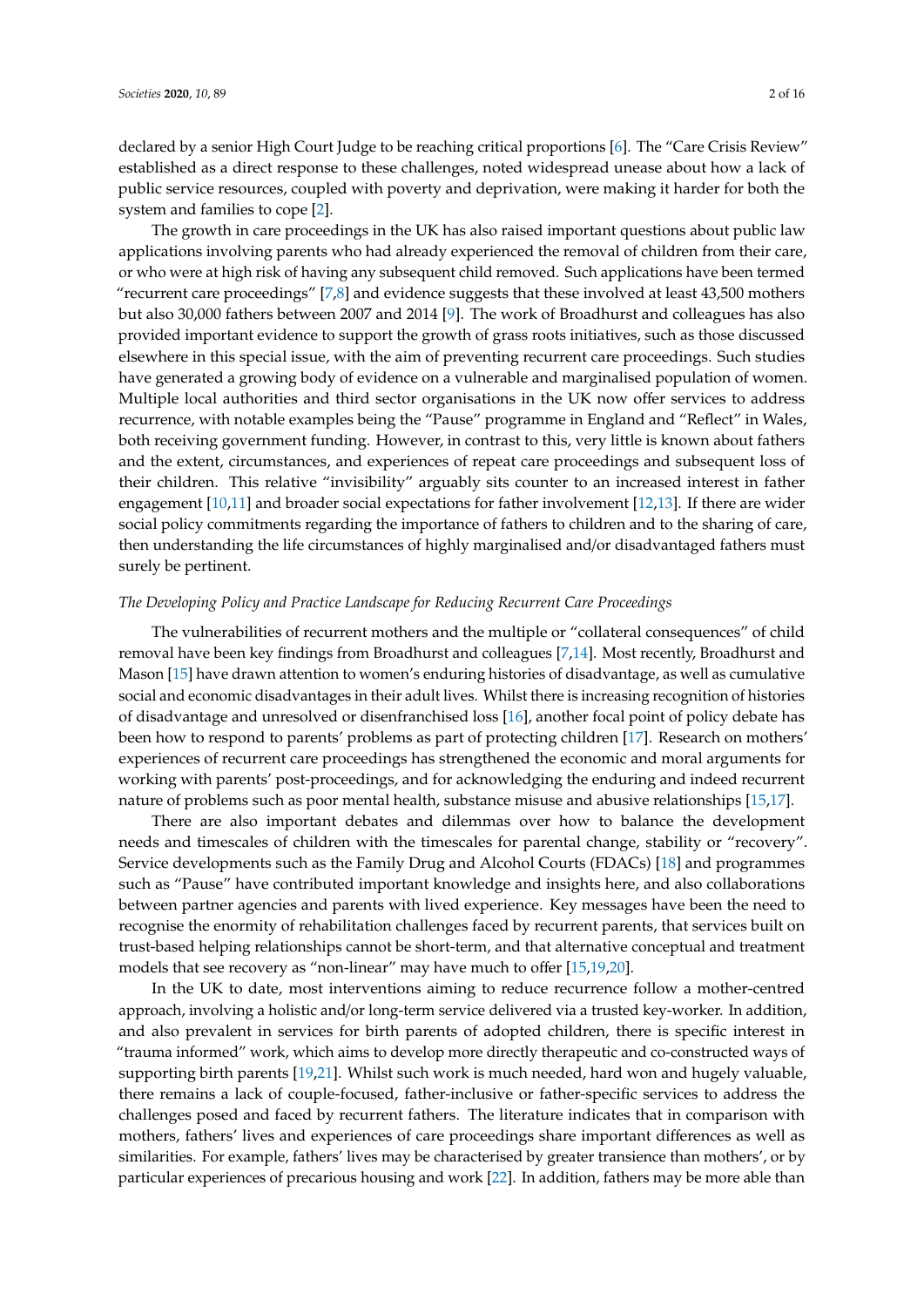declared by a senior High Court Judge to be reaching critical proportions [6]. The "Care Crisis Review" established as a direct response to these challenges, noted widespread unease about how a lack of public service resources, coupled with poverty and deprivation, were making it harder for both the system and families to cope [2].

The growth in care proceedings in the UK has also raised important questions about public law applications involving parents who had already experienced the removal of children from their care, or who were at high risk of having any subsequent child removed. Such applications have been termed "recurrent care proceedings" [7,8] and evidence suggests that these involved at least 43,500 mothers but also 30,000 fathers between 2007 and 2014 [9]. The work of Broadhurst and colleagues has also provided important evidence to support the growth of grass roots initiatives, such as those discussed elsewhere in this special issue, with the aim of preventing recurrent care proceedings. Such studies have generated a growing body of evidence on a vulnerable and marginalised population of women. Multiple local authorities and third sector organisations in the UK now offer services to address recurrence, with notable examples being the "Pause" programme in England and "Reflect" in Wales, both receiving government funding. However, in contrast to this, very little is known about fathers and the extent, circumstances, and experiences of repeat care proceedings and subsequent loss of their children. This relative "invisibility" arguably sits counter to an increased interest in father engagement [10,11] and broader social expectations for father involvement [12,13]. If there are wider social policy commitments regarding the importance of fathers to children and to the sharing of care, then understanding the life circumstances of highly marginalised and/or disadvantaged fathers must surely be pertinent.

*The Developing Policy and Practice Landscape for Reducing Recurrent Care Proceedings*

The vulnerabilities of recurrent mothers and the multiple or "collateral consequences" of child removal have been key findings from Broadhurst and colleagues [7,14]. Most recently, Broadhurst and Mason [15] have drawn attention to women's enduring histories of disadvantage, as well as cumulative social and economic disadvantages in their adult lives. Whilst there is increasing recognition of histories of disadvantage and unresolved or disenfranchised loss [16], another focal point of policy debate has been how to respond to parents' problems as part of protecting children [17]. Research on mothers' experiences of recurrent care proceedings has strengthened the economic and moral arguments for working with parents' post-proceedings, and for acknowledging the enduring and indeed recurrent nature of problems such as poor mental health, substance misuse and abusive relationships [15,17].

There are also important debates and dilemmas over how to balance the development needs and timescales of children with the timescales for parental change, stability or "recovery". Service developments such as the Family Drug and Alcohol Courts (FDACs) [18] and programmes such as "Pause" have contributed important knowledge and insights here, and also collaborations between partner agencies and parents with lived experience. Key messages have been the need to recognise the enormity of rehabilitation challenges faced by recurrent parents, that services built on trust-based helping relationships cannot be short-term, and that alternative conceptual and treatment models that see recovery as "non-linear" may have much to offer [15,19,20].

In the UK to date, most interventions aiming to reduce recurrence follow a mother-centred approach, involving a holistic and/or long-term service delivered via a trusted key-worker. In addition, and also prevalent in services for birth parents of adopted children, there is specific interest in "trauma informed" work, which aims to develop more directly therapeutic and co-constructed ways of supporting birth parents [19,21]. Whilst such work is much needed, hard won and hugely valuable, there remains a lack of couple-focused, father-inclusive or father-specific services to address the challenges posed and faced by recurrent fathers. The literature indicates that in comparison with mothers, fathers' lives and experiences of care proceedings share important differences as well as similarities. For example, fathers' lives may be characterised by greater transience than mothers', or by particular experiences of precarious housing and work [22]. In addition, fathers may be more able than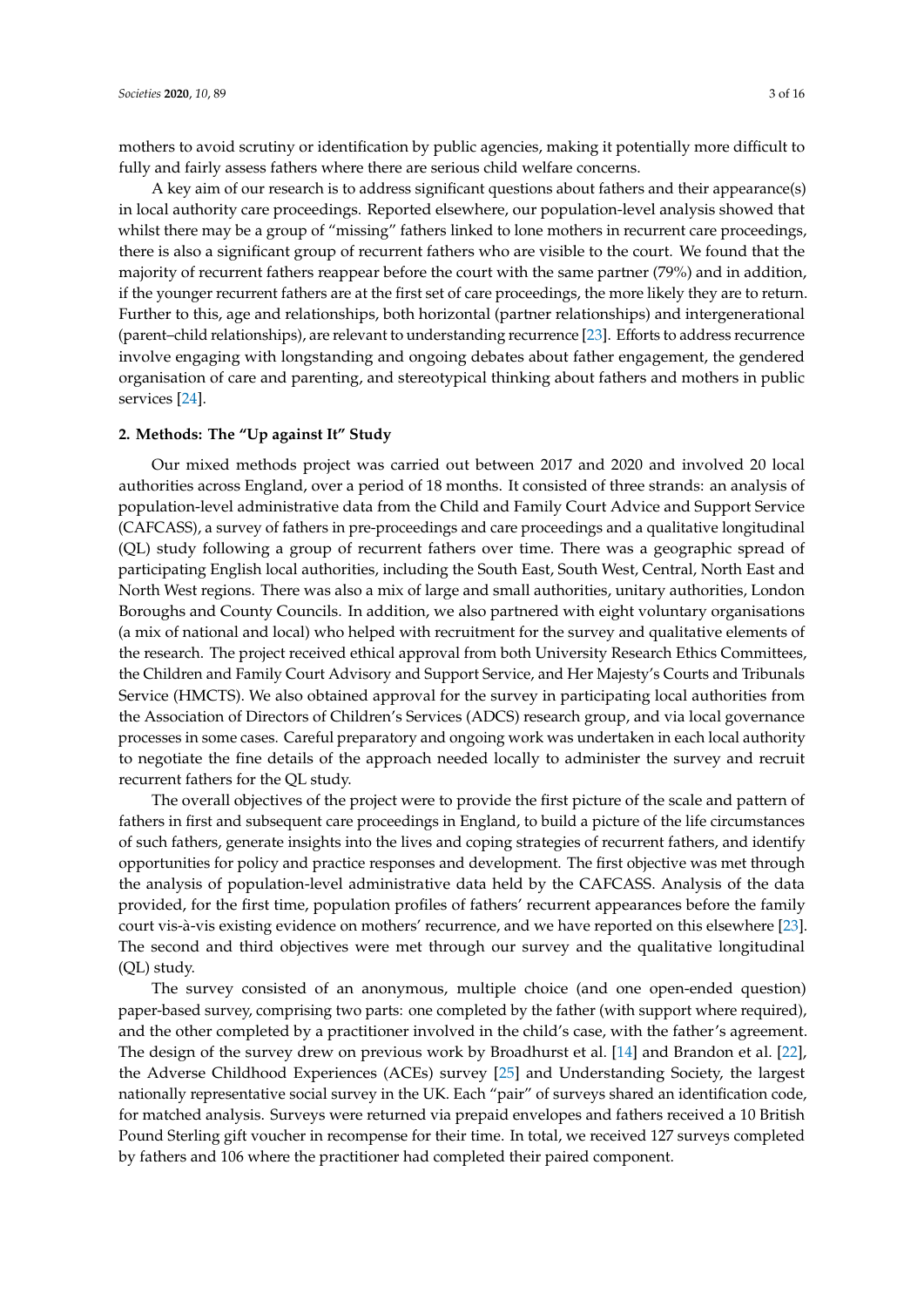mothers to avoid scrutiny or identification by public agencies, making it potentially more difficult to fully and fairly assess fathers where there are serious child welfare concerns.

A key aim of our research is to address significant questions about fathers and their appearance(s) in local authority care proceedings. Reported elsewhere, our population-level analysis showed that whilst there may be a group of "missing" fathers linked to lone mothers in recurrent care proceedings, there is also a significant group of recurrent fathers who are visible to the court. We found that the majority of recurrent fathers reappear before the court with the same partner (79%) and in addition, if the younger recurrent fathers are at the first set of care proceedings, the more likely they are to return. Further to this, age and relationships, both horizontal (partner relationships) and intergenerational (parent–child relationships), are relevant to understanding recurrence [23]. Efforts to address recurrence involve engaging with longstanding and ongoing debates about father engagement, the gendered organisation of care and parenting, and stereotypical thinking about fathers and mothers in public services [24].

## 2. Methods: The "Up against It" Study

Our mixed methods project was carried out between 2017 and 2020 and involved 20 local authorities across England, over a period of 18 months. It consisted of three strands: an analysis of population-level administrative data from the Child and Family Court Advice and Support Service (CAFCASS), a survey of fathers in pre-proceedings and care proceedings and a qualitative longitudinal (QL) study following a group of recurrent fathers over time. There was a geographic spread of participating English local authorities, including the South East, South West, Central, North East and North West regions. There was also a mix of large and small authorities, unitary authorities, London Boroughs and County Councils. In addition, we also partnered with eight voluntary organisations (a mix of national and local) who helped with recruitment for the survey and qualitative elements of the research. The project received ethical approval from both University Research Ethics Committees, the Children and Family Court Advisory and Support Service, and Her Majesty's Courts and Tribunals Service (HMCTS). We also obtained approval for the survey in participating local authorities from the Association of Directors of Children's Services (ADCS) research group, and via local governance processes in some cases. Careful preparatory and ongoing work was undertaken in each local authority to negotiate the fine details of the approach needed locally to administer the survey and recruit recurrent fathers for the QL study.

The overall objectives of the project were to provide the first picture of the scale and pattern of fathers in first and subsequent care proceedings in England, to build a picture of the life circumstances of such fathers, generate insights into the lives and coping strategies of recurrent fathers, and identify opportunities for policy and practice responses and development. The first objective was met through the analysis of population-level administrative data held by the CAFCASS. Analysis of the data provided, for the first time, population profiles of fathers' recurrent appearances before the family court vis-à-vis existing evidence on mothers' recurrence, and we have reported on this elsewhere [23]. The second and third objectives were met through our survey and the qualitative longitudinal (QL) study.

The survey consisted of an anonymous, multiple choice (and one open-ended question) paper-based survey, comprising two parts: one completed by the father (with support where required), and the other completed by a practitioner involved in the child's case, with the father's agreement. The design of the survey drew on previous work by Broadhurst et al. [14] and Brandon et al. [22], the Adverse Childhood Experiences (ACEs) survey [25] and Understanding Society, the largest nationally representative social survey in the UK. Each "pair" of surveys shared an identification code, for matched analysis. Surveys were returned via prepaid envelopes and fathers received a 10 British Pound Sterling gift voucher in recompense for their time. In total, we received 127 surveys completed by fathers and 106 where the practitioner had completed their paired component.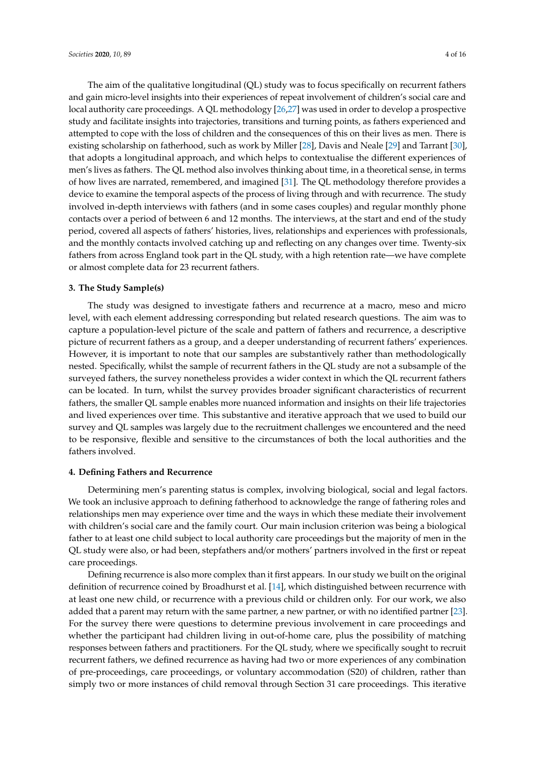The aim of the qualitative longitudinal (QL) study was to focus specifically on recurrent fathers and gain micro-level insights into their experiences of repeat involvement of children's social care and local authority care proceedings. A QL methodology [26,27] was used in order to develop a prospective study and facilitate insights into trajectories, transitions and turning points, as fathers experienced and attempted to cope with the loss of children and the consequences of this on their lives as men. There is existing scholarship on fatherhood, such as work by Miller [28], Davis and Neale [29] and Tarrant [30], that adopts a longitudinal approach, and which helps to contextualise the different experiences of men's lives as fathers. The QL method also involves thinking about time, in a theoretical sense, in terms of how lives are narrated, remembered, and imagined [31]. The QL methodology therefore provides a device to examine the temporal aspects of the process of living through and with recurrence. The study involved in-depth interviews with fathers (and in some cases couples) and regular monthly phone contacts over a period of between 6 and 12 months. The interviews, at the start and end of the study period, covered all aspects of fathers' histories, lives, relationships and experiences with professionals, and the monthly contacts involved catching up and reflecting on any changes over time. Twenty-six fathers from across England took part in the QL study, with a high retention rate—we have complete or almost complete data for 23 recurrent fathers.

## 3. The Study Sample(s)

The study was designed to investigate fathers and recurrence at a macro, meso and micro level, with each element addressing corresponding but related research questions. The aim was to capture a population-level picture of the scale and pattern of fathers and recurrence, a descriptive picture of recurrent fathers as a group, and a deeper understanding of recurrent fathers' experiences. However, it is important to note that our samples are substantively rather than methodologically nested. Specifically, whilst the sample of recurrent fathers in the QL study are not a subsample of the surveyed fathers, the survey nonetheless provides a wider context in which the QL recurrent fathers can be located. In turn, whilst the survey provides broader significant characteristics of recurrent fathers, the smaller QL sample enables more nuanced information and insights on their life trajectories and lived experiences over time. This substantive and iterative approach that we used to build our survey and QL samples was largely due to the recruitment challenges we encountered and the need to be responsive, flexible and sensitive to the circumstances of both the local authorities and the fathers involved.

## 4. Defining Fathers and Recurrence

Determining men's parenting status is complex, involving biological, social and legal factors. We took an inclusive approach to defining fatherhood to acknowledge the range of fathering roles and relationships men may experience over time and the ways in which these mediate their involvement with children's social care and the family court. Our main inclusion criterion was being a biological father to at least one child subject to local authority care proceedings but the majority of men in the QL study were also, or had been, stepfathers and/or mothers' partners involved in the first or repeat care proceedings.

Defining recurrence is also more complex than it first appears. In our study we built on the original definition of recurrence coined by Broadhurst et al. [14], which distinguished between recurrence with at least one new child, or recurrence with a previous child or children only. For our work, we also added that a parent may return with the same partner, a new partner, or with no identified partner [23]. For the survey there were questions to determine previous involvement in care proceedings and whether the participant had children living in out-of-home care, plus the possibility of matching responses between fathers and practitioners. For the QL study, where we specifically sought to recruit recurrent fathers, we defined recurrence as having had two or more experiences of any combination of pre-proceedings, care proceedings, or voluntary accommodation (S20) of children, rather than simply two or more instances of child removal through Section 31 care proceedings. This iterative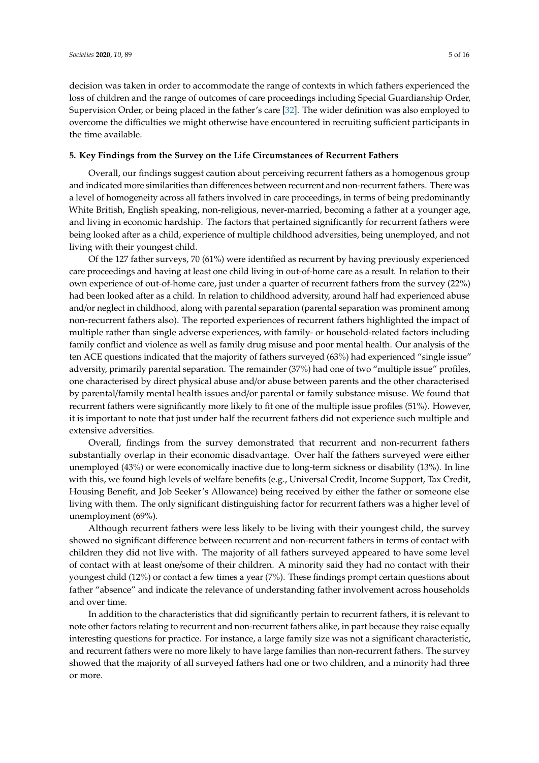decision was taken in order to accommodate the range of contexts in which fathers experienced the loss of children and the range of outcomes of care proceedings including Special Guardianship Order, Supervision Order, or being placed in the father's care [32]. The wider definition was also employed to overcome the difficulties we might otherwise have encountered in recruiting sufficient participants in the time available.

## 5. Key Findings from the Survey on the Life Circumstances of Recurrent Fathers

Overall, our findings suggest caution about perceiving recurrent fathers as a homogenous group and indicated more similarities than differences between recurrent and non-recurrent fathers. There was a level of homogeneity across all fathers involved in care proceedings, in terms of being predominantly White British, English speaking, non-religious, never-married, becoming a father at a younger age, and living in economic hardship. The factors that pertained significantly for recurrent fathers were being looked after as a child, experience of multiple childhood adversities, being unemployed, and not living with their youngest child.

Of the 127 father surveys, 70 (61%) were identified as recurrent by having previously experienced care proceedings and having at least one child living in out-of-home care as a result. In relation to their own experience of out-of-home care, just under a quarter of recurrent fathers from the survey (22%) had been looked after as a child. In relation to childhood adversity, around half had experienced abuse and/or neglect in childhood, along with parental separation (parental separation was prominent among non-recurrent fathers also). The reported experiences of recurrent fathers highlighted the impact of multiple rather than single adverse experiences, with family- or household-related factors including family conflict and violence as well as family drug misuse and poor mental health. Our analysis of the ten ACE questions indicated that the majority of fathers surveyed (63%) had experienced "single issue" adversity, primarily parental separation. The remainder (37%) had one of two "multiple issue" profiles, one characterised by direct physical abuse and/or abuse between parents and the other characterised by parental/family mental health issues and/or parental or family substance misuse. We found that recurrent fathers were significantly more likely to fit one of the multiple issue profiles (51%). However, it is important to note that just under half the recurrent fathers did not experience such multiple and extensive adversities.

Overall, findings from the survey demonstrated that recurrent and non-recurrent fathers substantially overlap in their economic disadvantage. Over half the fathers surveyed were either unemployed (43%) or were economically inactive due to long-term sickness or disability (13%). In line with this, we found high levels of welfare benefits (e.g., Universal Credit, Income Support, Tax Credit, Housing Benefit, and Job Seeker's Allowance) being received by either the father or someone else living with them. The only significant distinguishing factor for recurrent fathers was a higher level of unemployment (69%).

Although recurrent fathers were less likely to be living with their youngest child, the survey showed no significant difference between recurrent and non-recurrent fathers in terms of contact with children they did not live with. The majority of all fathers surveyed appeared to have some level of contact with at least one/some of their children. A minority said they had no contact with their youngest child (12%) or contact a few times a year (7%). These findings prompt certain questions about father "absence" and indicate the relevance of understanding father involvement across households and over time.

In addition to the characteristics that did significantly pertain to recurrent fathers, it is relevant to note other factors relating to recurrent and non-recurrent fathers alike, in part because they raise equally interesting questions for practice. For instance, a large family size was not a significant characteristic, and recurrent fathers were no more likely to have large families than non-recurrent fathers. The survey showed that the majority of all surveyed fathers had one or two children, and a minority had three or more.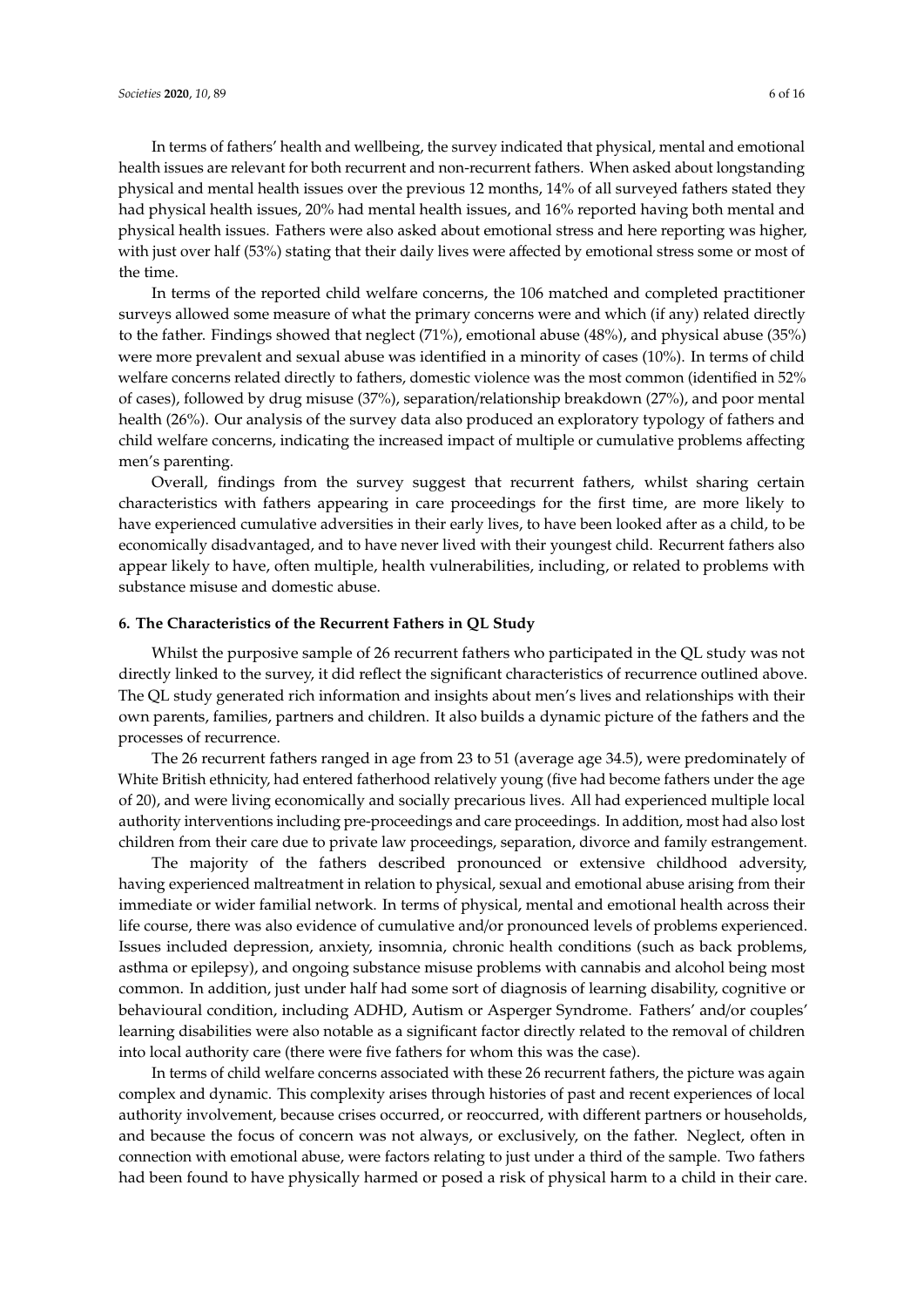In terms of fathers' health and wellbeing, the survey indicated that physical, mental and emotional health issues are relevant for both recurrent and non-recurrent fathers. When asked about longstanding physical and mental health issues over the previous 12 months, 14% of all surveyed fathers stated they had physical health issues, 20% had mental health issues, and 16% reported having both mental and physical health issues. Fathers were also asked about emotional stress and here reporting was higher, with just over half (53%) stating that their daily lives were affected by emotional stress some or most of the time.

In terms of the reported child welfare concerns, the 106 matched and completed practitioner surveys allowed some measure of what the primary concerns were and which (if any) related directly to the father. Findings showed that neglect (71%), emotional abuse (48%), and physical abuse (35%) were more prevalent and sexual abuse was identified in a minority of cases (10%). In terms of child welfare concerns related directly to fathers, domestic violence was the most common (identified in 52% of cases), followed by drug misuse (37%), separation/relationship breakdown (27%), and poor mental health (26%). Our analysis of the survey data also produced an exploratory typology of fathers and child welfare concerns, indicating the increased impact of multiple or cumulative problems affecting men's parenting.

Overall, findings from the survey suggest that recurrent fathers, whilst sharing certain characteristics with fathers appearing in care proceedings for the first time, are more likely to have experienced cumulative adversities in their early lives, to have been looked after as a child, to be economically disadvantaged, and to have never lived with their youngest child. Recurrent fathers also appear likely to have, often multiple, health vulnerabilities, including, or related to problems with substance misuse and domestic abuse.

## 6. The Characteristics of the Recurrent Fathers in QL Study

Whilst the purposive sample of 26 recurrent fathers who participated in the QL study was not directly linked to the survey, it did reflect the significant characteristics of recurrence outlined above. The QL study generated rich information and insights about men's lives and relationships with their own parents, families, partners and children. It also builds a dynamic picture of the fathers and the processes of recurrence.

The 26 recurrent fathers ranged in age from 23 to 51 (average age 34.5), were predominately of White British ethnicity, had entered fatherhood relatively young (five had become fathers under the age of 20), and were living economically and socially precarious lives. All had experienced multiple local authority interventions including pre-proceedings and care proceedings. In addition, most had also lost children from their care due to private law proceedings, separation, divorce and family estrangement.

The majority of the fathers described pronounced or extensive childhood adversity, having experienced maltreatment in relation to physical, sexual and emotional abuse arising from their immediate or wider familial network. In terms of physical, mental and emotional health across their life course, there was also evidence of cumulative and/or pronounced levels of problems experienced. Issues included depression, anxiety, insomnia, chronic health conditions (such as back problems, asthma or epilepsy), and ongoing substance misuse problems with cannabis and alcohol being most common. In addition, just under half had some sort of diagnosis of learning disability, cognitive or behavioural condition, including ADHD, Autism or Asperger Syndrome. Fathers' and/or couples' learning disabilities were also notable as a significant factor directly related to the removal of children into local authority care (there were five fathers for whom this was the case).

In terms of child welfare concerns associated with these 26 recurrent fathers, the picture was again complex and dynamic. This complexity arises through histories of past and recent experiences of local authority involvement, because crises occurred, or reoccurred, with different partners or households, and because the focus of concern was not always, or exclusively, on the father. Neglect, often in connection with emotional abuse, were factors relating to just under a third of the sample. Two fathers had been found to have physically harmed or posed a risk of physical harm to a child in their care.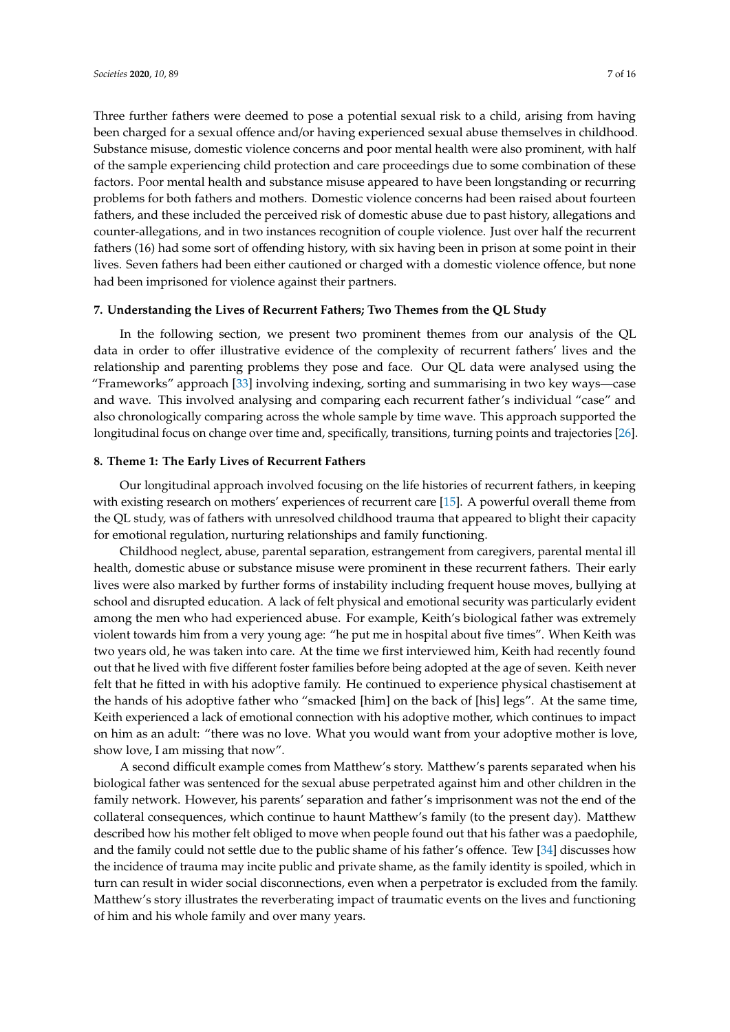Three further fathers were deemed to pose a potential sexual risk to a child, arising from having been charged for a sexual offence and/or having experienced sexual abuse themselves in childhood. Substance misuse, domestic violence concerns and poor mental health were also prominent, with half of the sample experiencing child protection and care proceedings due to some combination of these factors. Poor mental health and substance misuse appeared to have been longstanding or recurring problems for both fathers and mothers. Domestic violence concerns had been raised about fourteen fathers, and these included the perceived risk of domestic abuse due to past history, allegations and counter-allegations, and in two instances recognition of couple violence. Just over half the recurrent fathers (16) had some sort of offending history, with six having been in prison at some point in their lives. Seven fathers had been either cautioned or charged with a domestic violence offence, but none had been imprisoned for violence against their partners.

## 7. Understanding the Lives of Recurrent Fathers; Two Themes from the QL Study

In the following section, we present two prominent themes from our analysis of the QL data in order to offer illustrative evidence of the complexity of recurrent fathers' lives and the relationship and parenting problems they pose and face. Our QL data were analysed using the "Frameworks" approach [33] involving indexing, sorting and summarising in two key ways—case and wave. This involved analysing and comparing each recurrent father's individual "case" and also chronologically comparing across the whole sample by time wave. This approach supported the longitudinal focus on change over time and, specifically, transitions, turning points and trajectories [26].

## 8. Theme 1: The Early Lives of Recurrent Fathers

Our longitudinal approach involved focusing on the life histories of recurrent fathers, in keeping with existing research on mothers' experiences of recurrent care [15]. A powerful overall theme from the QL study, was of fathers with unresolved childhood trauma that appeared to blight their capacity for emotional regulation, nurturing relationships and family functioning.

Childhood neglect, abuse, parental separation, estrangement from caregivers, parental mental ill health, domestic abuse or substance misuse were prominent in these recurrent fathers. Their early lives were also marked by further forms of instability including frequent house moves, bullying at school and disrupted education. A lack of felt physical and emotional security was particularly evident among the men who had experienced abuse. For example, Keith's biological father was extremely violent towards him from a very young age: "he put me in hospital about five times". When Keith was two years old, he was taken into care. At the time we first interviewed him, Keith had recently found out that he lived with five different foster families before being adopted at the age of seven. Keith never felt that he fitted in with his adoptive family. He continued to experience physical chastisement at the hands of his adoptive father who "smacked [him] on the back of [his] legs". At the same time, Keith experienced a lack of emotional connection with his adoptive mother, which continues to impact on him as an adult: "there was no love. What you would want from your adoptive mother is love, show love, I am missing that now".

A second difficult example comes from Matthew's story. Matthew's parents separated when his biological father was sentenced for the sexual abuse perpetrated against him and other children in the family network. However, his parents' separation and father's imprisonment was not the end of the collateral consequences, which continue to haunt Matthew's family (to the present day). Matthew described how his mother felt obliged to move when people found out that his father was a paedophile, and the family could not settle due to the public shame of his father's offence. Tew [34] discusses how the incidence of trauma may incite public and private shame, as the family identity is spoiled, which in turn can result in wider social disconnections, even when a perpetrator is excluded from the family. Matthew's story illustrates the reverberating impact of traumatic events on the lives and functioning of him and his whole family and over many years.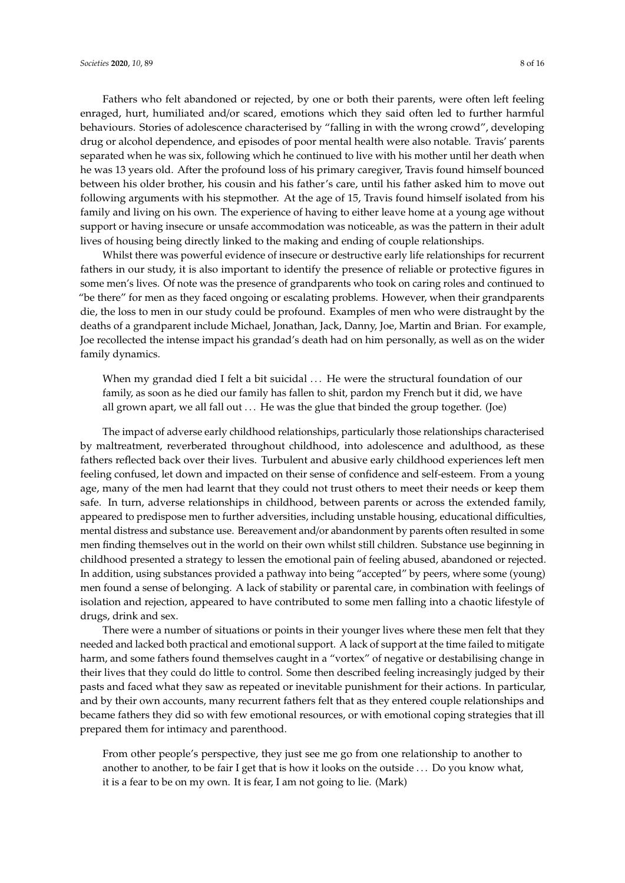Fathers who felt abandoned or rejected, by one or both their parents, were often left feeling enraged, hurt, humiliated and/or scared, emotions which they said often led to further harmful behaviours. Stories of adolescence characterised by "falling in with the wrong crowd", developing drug or alcohol dependence, and episodes of poor mental health were also notable. Travis' parents separated when he was six, following which he continued to live with his mother until her death when he was 13 years old. After the profound loss of his primary caregiver, Travis found himself bounced between his older brother, his cousin and his father's care, until his father asked him to move out following arguments with his stepmother. At the age of 15, Travis found himself isolated from his family and living on his own. The experience of having to either leave home at a young age without support or having insecure or unsafe accommodation was noticeable, as was the pattern in their adult lives of housing being directly linked to the making and ending of couple relationships.

Whilst there was powerful evidence of insecure or destructive early life relationships for recurrent fathers in our study, it is also important to identify the presence of reliable or protective figures in some men's lives. Of note was the presence of grandparents who took on caring roles and continued to "be there" for men as they faced ongoing or escalating problems. However, when their grandparents die, the loss to men in our study could be profound. Examples of men who were distraught by the deaths of a grandparent include Michael, Jonathan, Jack, Danny, Joe, Martin and Brian. For example, Joe recollected the intense impact his grandad's death had on him personally, as well as on the wider family dynamics.

> When my grandad died I felt a bit suicidal ... He were the structural foundation of our family, as soon as he died our family has fallen to shit, pardon my French but it did, we have all grown apart, we all fall out ... He was the glue that binded the group together. (Joe)

The impact of adverse early childhood relationships, particularly those relationships characterised by maltreatment, reverberated throughout childhood, into adolescence and adulthood, as these fathers reflected back over their lives. Turbulent and abusive early childhood experiences left men feeling confused, let down and impacted on their sense of confidence and self-esteem. From a young age, many of the men had learnt that they could not trust others to meet their needs or keep them safe. In turn, adverse relationships in childhood, between parents or across the extended family, appeared to predispose men to further adversities, including unstable housing, educational difficulties, mental distress and substance use. Bereavement and/or abandonment by parents often resulted in some men finding themselves out in the world on their own whilst still children. Substance use beginning in childhood presented a strategy to lessen the emotional pain of feeling abused, abandoned or rejected. In addition, using substances provided a pathway into being "accepted" by peers, where some (young) men found a sense of belonging. A lack of stability or parental care, in combination with feelings of isolation and rejection, appeared to have contributed to some men falling into a chaotic lifestyle of drugs, drink and sex.

There were a number of situations or points in their younger lives where these men felt that they needed and lacked both practical and emotional support. A lack of support at the time failed to mitigate harm, and some fathers found themselves caught in a "vortex" of negative or destabilising change in their lives that they could do little to control. Some then described feeling increasingly judged by their pasts and faced what they saw as repeated or inevitable punishment for their actions. In particular, and by their own accounts, many recurrent fathers felt that as they entered couple relationships and became fathers they did so with few emotional resources, or with emotional coping strategies that ill prepared them for intimacy and parenthood.

> From other people's perspective, they just see me go from one relationship to another to another to another, to be fair I get that is how it looks on the outside ... Do you know what, it is a fear to be on my own. It is fear, I am not going to lie. (Mark)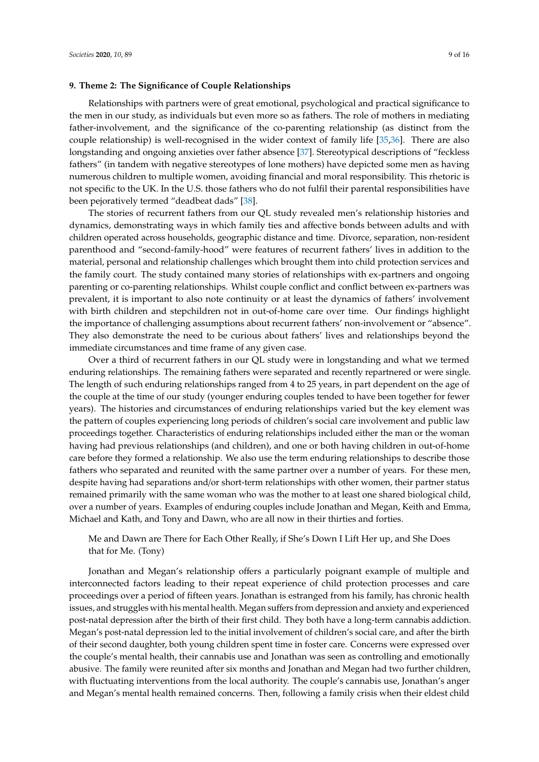## 9. Theme 2: The Significance of Couple Relationships

Relationships with partners were of great emotional, psychological and practical significance to the men in our study, as individuals but even more so as fathers. The role of mothers in mediating father-involvement, and the significance of the co-parenting relationship (as distinct from the couple relationship) is well-recognised in the wider context of family life [35,36]. There are also longstanding and ongoing anxieties over father absence [37]. Stereotypical descriptions of "feckless fathers" (in tandem with negative stereotypes of lone mothers) have depicted some men as having numerous children to multiple women, avoiding financial and moral responsibility. This rhetoric is not specific to the UK. In the U.S. those fathers who do not fulfil their parental responsibilities have been pejoratively termed "deadbeat dads" [38].

The stories of recurrent fathers from our QL study revealed men's relationship histories and dynamics, demonstrating ways in which family ties and affective bonds between adults and with children operated across households, geographic distance and time. Divorce, separation, non-resident parenthood and "second-family-hood" were features of recurrent fathers' lives in addition to the material, personal and relationship challenges which brought them into child protection services and the family court. The study contained many stories of relationships with ex-partners and ongoing parenting or co-parenting relationships. Whilst couple conflict and conflict between ex-partners was prevalent, it is important to also note continuity or at least the dynamics of fathers' involvement with birth children and stepchildren not in out-of-home care over time. Our findings highlight the importance of challenging assumptions about recurrent fathers' non-involvement or "absence". They also demonstrate the need to be curious about fathers' lives and relationships beyond the immediate circumstances and time frame of any given case.

Over a third of recurrent fathers in our QL study were in longstanding and what we termed enduring relationships. The remaining fathers were separated and recently repartnered or were single. The length of such enduring relationships ranged from 4 to 25 years, in part dependent on the age of the couple at the time of our study (younger enduring couples tended to have been together for fewer years). The histories and circumstances of enduring relationships varied but the key element was the pattern of couples experiencing long periods of children's social care involvement and public law proceedings together. Characteristics of enduring relationships included either the man or the woman having had previous relationships (and children), and one or both having children in out-of-home care before they formed a relationship. We also use the term enduring relationships to describe those fathers who separated and reunited with the same partner over a number of years. For these men, despite having had separations and/or short-term relationships with other women, their partner status remained primarily with the same woman who was the mother to at least one shared biological child, over a number of years. Examples of enduring couples include Jonathan and Megan, Keith and Emma, Michael and Kath, and Tony and Dawn, who are all now in their thirties and forties.

> Me and Dawn are There for Each Other Really, if She's Down I Lift Her up, and She Does that for Me. (Tony)

Jonathan and Megan's relationship offers a particularly poignant example of multiple and interconnected factors leading to their repeat experience of child protection processes and care proceedings over a period of fifteen years. Jonathan is estranged from his family, has chronic health issues, and struggles with his mental health. Megan suffers from depression and anxiety and experienced post-natal depression after the birth of their first child. They both have a long-term cannabis addiction. Megan's post-natal depression led to the initial involvement of children's social care, and after the birth of their second daughter, both young children spent time in foster care. Concerns were expressed over the couple's mental health, their cannabis use and Jonathan was seen as controlling and emotionally abusive. The family were reunited after six months and Jonathan and Megan had two further children, with fluctuating interventions from the local authority. The couple's cannabis use, Jonathan's anger and Megan's mental health remained concerns. Then, following a family crisis when their eldest child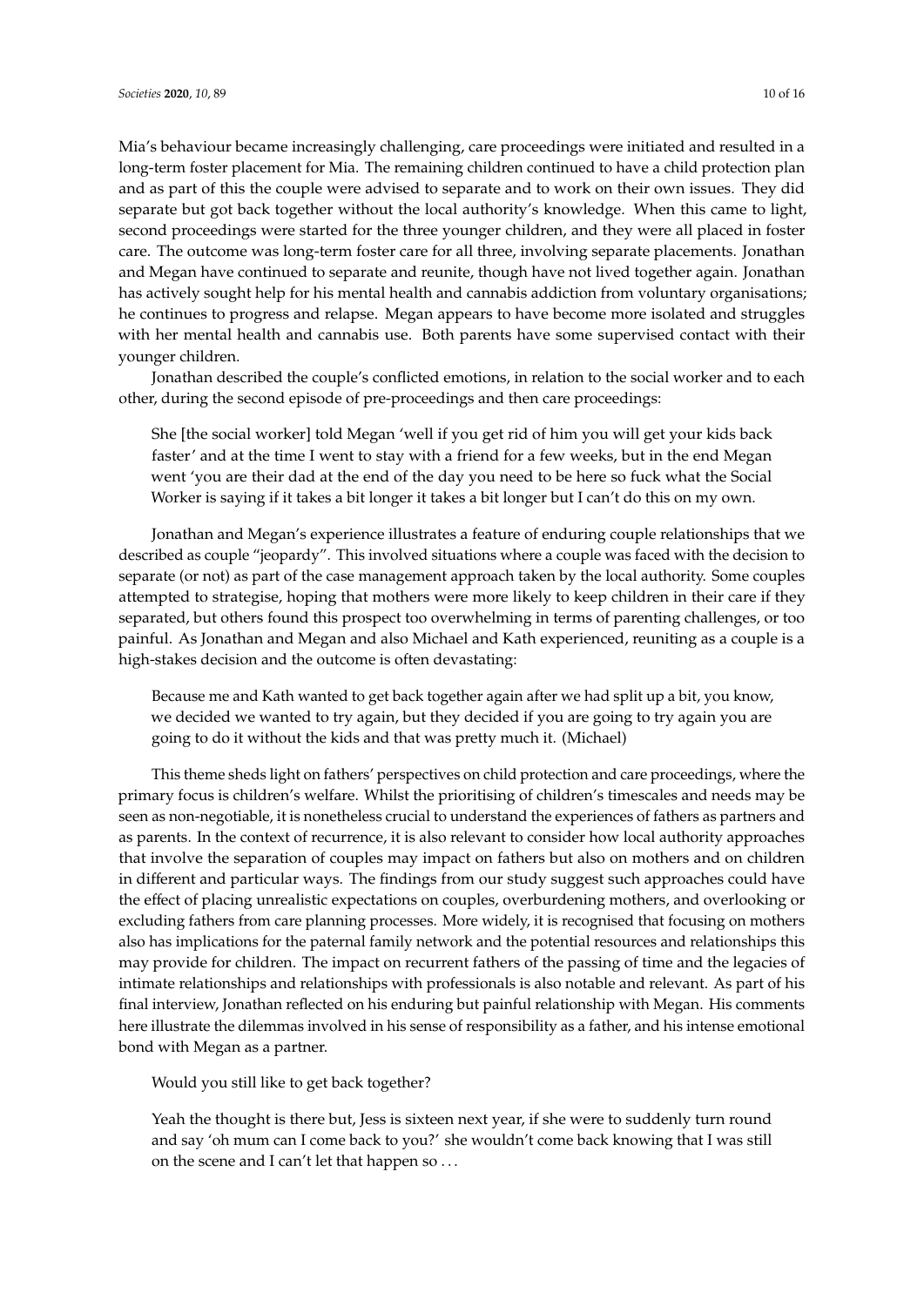Mia's behaviour became increasingly challenging, care proceedings were initiated and resulted in a long-term foster placement for Mia. The remaining children continued to have a child protection plan and as part of this the couple were advised to separate and to work on their own issues. They did separate but got back together without the local authority's knowledge. When this came to light, second proceedings were started for the three younger children, and they were all placed in foster care. The outcome was long-term foster care for all three, involving separate placements. Jonathan and Megan have continued to separate and reunite, though have not lived together again. Jonathan has actively sought help for his mental health and cannabis addiction from voluntary organisations; he continues to progress and relapse. Megan appears to have become more isolated and struggles with her mental health and cannabis use. Both parents have some supervised contact with their younger children.

Jonathan described the couple's conflicted emotions, in relation to the social worker and to each other, during the second episode of pre-proceedings and then care proceedings:

> She [the social worker] told Megan 'well if you get rid of him you will get your kids back faster' and at the time I went to stay with a friend for a few weeks, but in the end Megan went 'you are their dad at the end of the day you need to be here so fuck what the Social Worker is saying if it takes a bit longer it takes a bit longer but I can't do this on my own.

Jonathan and Megan's experience illustrates a feature of enduring couple relationships that we described as couple "jeopardy". This involved situations where a couple was faced with the decision to separate (or not) as part of the case management approach taken by the local authority. Some couples attempted to strategise, hoping that mothers were more likely to keep children in their care if they separated, but others found this prospect too overwhelming in terms of parenting challenges, or too painful. As Jonathan and Megan and also Michael and Kath experienced, reuniting as a couple is a high-stakes decision and the outcome is often devastating:

> Because me and Kath wanted to get back together again after we had split up a bit, you know, we decided we wanted to try again, but they decided if you are going to try again you are going to do it without the kids and that was pretty much it. (Michael)

This theme sheds light on fathers' perspectives on child protection and care proceedings, where the primary focus is children's welfare. Whilst the prioritising of children's timescales and needs may be seen as non-negotiable, it is nonetheless crucial to understand the experiences of fathers as partners and as parents. In the context of recurrence, it is also relevant to consider how local authority approaches that involve the separation of couples may impact on fathers but also on mothers and on children in different and particular ways. The findings from our study suggest such approaches could have the effect of placing unrealistic expectations on couples, overburdening mothers, and overlooking or excluding fathers from care planning processes. More widely, it is recognised that focusing on mothers also has implications for the paternal family network and the potential resources and relationships this may provide for children. The impact on recurrent fathers of the passing of time and the legacies of intimate relationships and relationships with professionals is also notable and relevant. As part of his final interview, Jonathan reflected on his enduring but painful relationship with Megan. His comments here illustrate the dilemmas involved in his sense of responsibility as a father, and his intense emotional bond with Megan as a partner.

> Would you still like to get back together?
>
> Yeah the thought is there but, Jess is sixteen next year, if she were to suddenly turn round and say 'oh mum can I come back to you?' she wouldn't come back knowing that I was still on the scene and I can't let that happen so . . .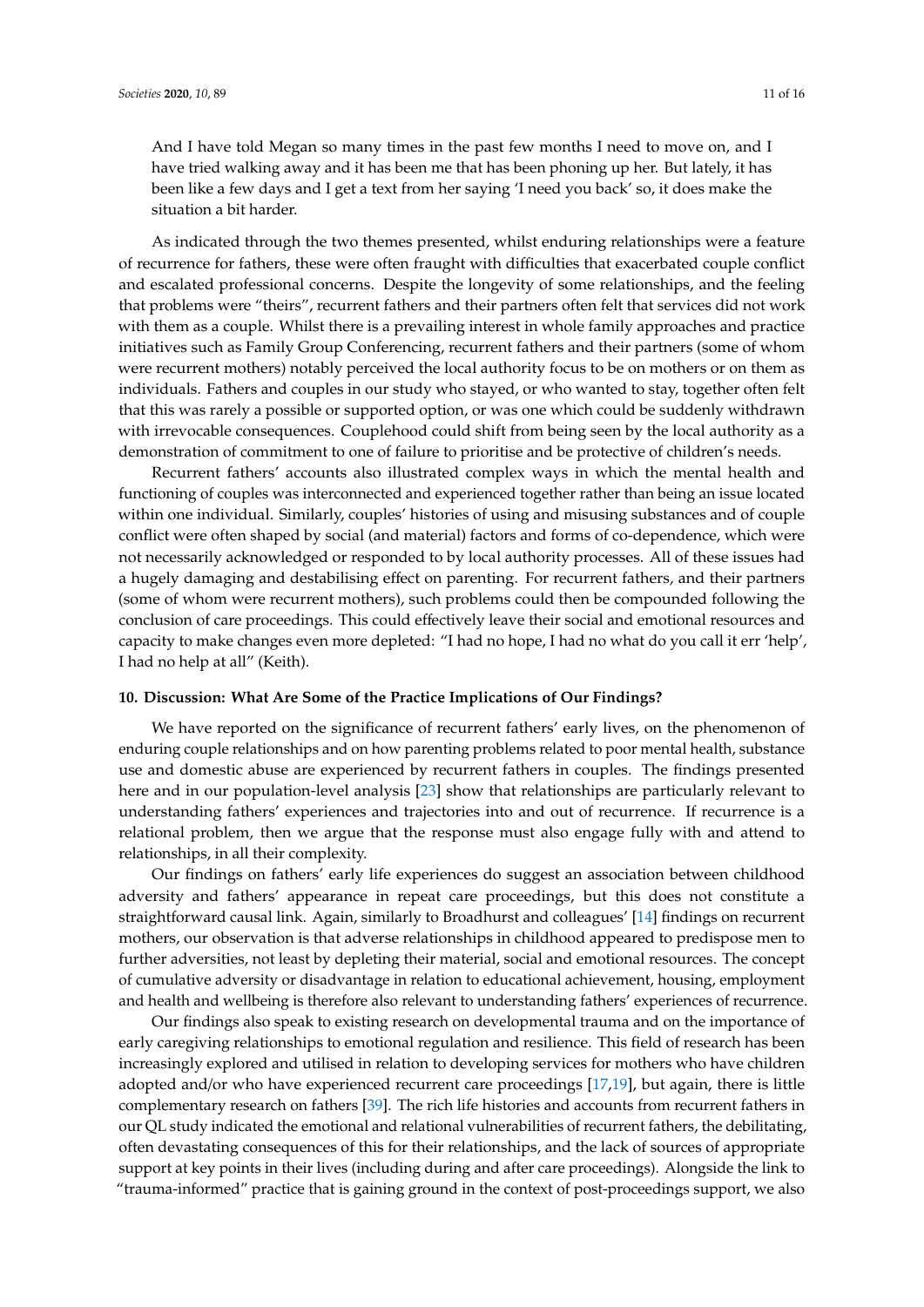> And I have told Megan so many times in the past few months I need to move on, and I have tried walking away and it has been me that has been phoning up her. But lately, it has been like a few days and I get a text from her saying 'I need you back' so, it does make the situation a bit harder.

As indicated through the two themes presented, whilst enduring relationships were a feature of recurrence for fathers, these were often fraught with difficulties that exacerbated couple conflict and escalated professional concerns. Despite the longevity of some relationships, and the feeling that problems were "theirs", recurrent fathers and their partners often felt that services did not work with them as a couple. Whilst there is a prevailing interest in whole family approaches and practice initiatives such as Family Group Conferencing, recurrent fathers and their partners (some of whom were recurrent mothers) notably perceived the local authority focus to be on mothers or on them as individuals. Fathers and couples in our study who stayed, or who wanted to stay, together often felt that this was rarely a possible or supported option, or was one which could be suddenly withdrawn with irrevocable consequences. Couplehood could shift from being seen by the local authority as a demonstration of commitment to one of failure to prioritise and be protective of children's needs.

Recurrent fathers' accounts also illustrated complex ways in which the mental health and functioning of couples was interconnected and experienced together rather than being an issue located within one individual. Similarly, couples' histories of using and misusing substances and of couple conflict were often shaped by social (and material) factors and forms of co-dependence, which were not necessarily acknowledged or responded to by local authority processes. All of these issues had a hugely damaging and destabilising effect on parenting. For recurrent fathers, and their partners (some of whom were recurrent mothers), such problems could then be compounded following the conclusion of care proceedings. This could effectively leave their social and emotional resources and capacity to make changes even more depleted: "I had no hope, I had no what do you call it err 'help', I had no help at all" (Keith).

## 10. Discussion: What Are Some of the Practice Implications of Our Findings?

We have reported on the significance of recurrent fathers' early lives, on the phenomenon of enduring couple relationships and on how parenting problems related to poor mental health, substance use and domestic abuse are experienced by recurrent fathers in couples. The findings presented here and in our population-level analysis [23] show that relationships are particularly relevant to understanding fathers' experiences and trajectories into and out of recurrence. If recurrence is a relational problem, then we argue that the response must also engage fully with and attend to relationships, in all their complexity.

Our findings on fathers' early life experiences do suggest an association between childhood adversity and fathers' appearance in repeat care proceedings, but this does not constitute a straightforward causal link. Again, similarly to Broadhurst and colleagues' [14] findings on recurrent mothers, our observation is that adverse relationships in childhood appeared to predispose men to further adversities, not least by depleting their material, social and emotional resources. The concept of cumulative adversity or disadvantage in relation to educational achievement, housing, employment and health and wellbeing is therefore also relevant to understanding fathers' experiences of recurrence.

Our findings also speak to existing research on developmental trauma and on the importance of early caregiving relationships to emotional regulation and resilience. This field of research has been increasingly explored and utilised in relation to developing services for mothers who have children adopted and/or who have experienced recurrent care proceedings [17,19], but again, there is little complementary research on fathers [39]. The rich life histories and accounts from recurrent fathers in our QL study indicated the emotional and relational vulnerabilities of recurrent fathers, the debilitating, often devastating consequences of this for their relationships, and the lack of sources of appropriate support at key points in their lives (including during and after care proceedings). Alongside the link to "trauma-informed" practice that is gaining ground in the context of post-proceedings support, we also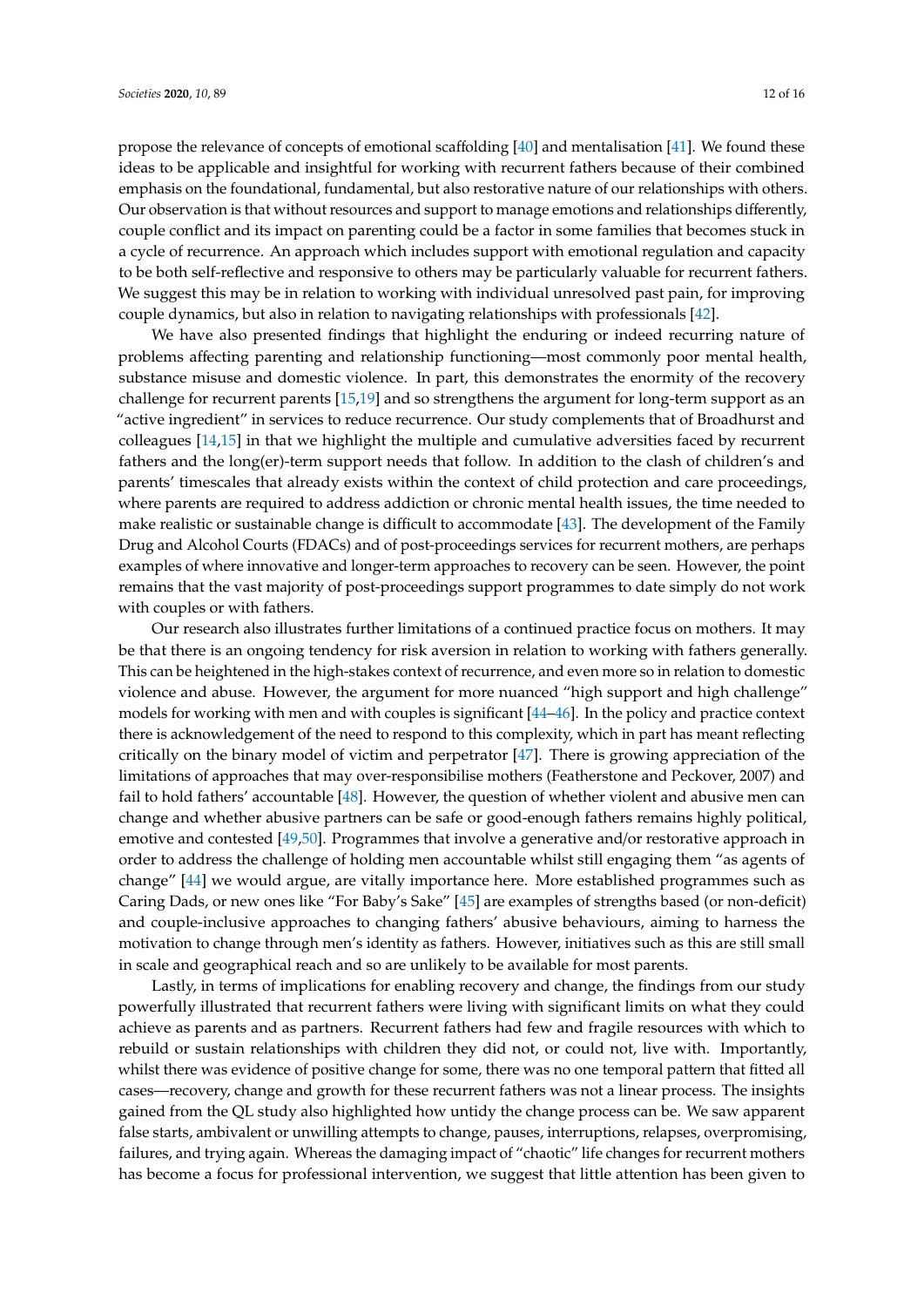propose the relevance of concepts of emotional scaffolding [40] and mentalisation [41]. We found these ideas to be applicable and insightful for working with recurrent fathers because of their combined emphasis on the foundational, fundamental, but also restorative nature of our relationships with others. Our observation is that without resources and support to manage emotions and relationships differently, couple conflict and its impact on parenting could be a factor in some families that becomes stuck in a cycle of recurrence. An approach which includes support with emotional regulation and capacity to be both self-reflective and responsive to others may be particularly valuable for recurrent fathers. We suggest this may be in relation to working with individual unresolved past pain, for improving couple dynamics, but also in relation to navigating relationships with professionals [42].

We have also presented findings that highlight the enduring or indeed recurring nature of problems affecting parenting and relationship functioning—most commonly poor mental health, substance misuse and domestic violence. In part, this demonstrates the enormity of the recovery challenge for recurrent parents [15,19] and so strengthens the argument for long-term support as an "active ingredient" in services to reduce recurrence. Our study complements that of Broadhurst and colleagues [14,15] in that we highlight the multiple and cumulative adversities faced by recurrent fathers and the long(er)-term support needs that follow. In addition to the clash of children's and parents' timescales that already exists within the context of child protection and care proceedings, where parents are required to address addiction or chronic mental health issues, the time needed to make realistic or sustainable change is difficult to accommodate [43]. The development of the Family Drug and Alcohol Courts (FDACs) and of post-proceedings services for recurrent mothers, are perhaps examples of where innovative and longer-term approaches to recovery can be seen. However, the point remains that the vast majority of post-proceedings support programmes to date simply do not work with couples or with fathers.

Our research also illustrates further limitations of a continued practice focus on mothers. It may be that there is an ongoing tendency for risk aversion in relation to working with fathers generally. This can be heightened in the high-stakes context of recurrence, and even more so in relation to domestic violence and abuse. However, the argument for more nuanced "high support and high challenge" models for working with men and with couples is significant [44–46]. In the policy and practice context there is acknowledgement of the need to respond to this complexity, which in part has meant reflecting critically on the binary model of victim and perpetrator [47]. There is growing appreciation of the limitations of approaches that may over-responsibilise mothers (Featherstone and Peckover, 2007) and fail to hold fathers' accountable [48]. However, the question of whether violent and abusive men can change and whether abusive partners can be safe or good-enough fathers remains highly political, emotive and contested [49,50]. Programmes that involve a generative and/or restorative approach in order to address the challenge of holding men accountable whilst still engaging them "as agents of change" [44] we would argue, are vitally importance here. More established programmes such as Caring Dads, or new ones like "For Baby's Sake" [45] are examples of strengths based (or non-deficit) and couple-inclusive approaches to changing fathers' abusive behaviours, aiming to harness the motivation to change through men's identity as fathers. However, initiatives such as this are still small in scale and geographical reach and so are unlikely to be available for most parents.

Lastly, in terms of implications for enabling recovery and change, the findings from our study powerfully illustrated that recurrent fathers were living with significant limits on what they could achieve as parents and as partners. Recurrent fathers had few and fragile resources with which to rebuild or sustain relationships with children they did not, or could not, live with. Importantly, whilst there was evidence of positive change for some, there was no one temporal pattern that fitted all cases—recovery, change and growth for these recurrent fathers was not a linear process. The insights gained from the QL study also highlighted how untidy the change process can be. We saw apparent false starts, ambivalent or unwilling attempts to change, pauses, interruptions, relapses, overpromising, failures, and trying again. Whereas the damaging impact of "chaotic" life changes for recurrent mothers has become a focus for professional intervention, we suggest that little attention has been given to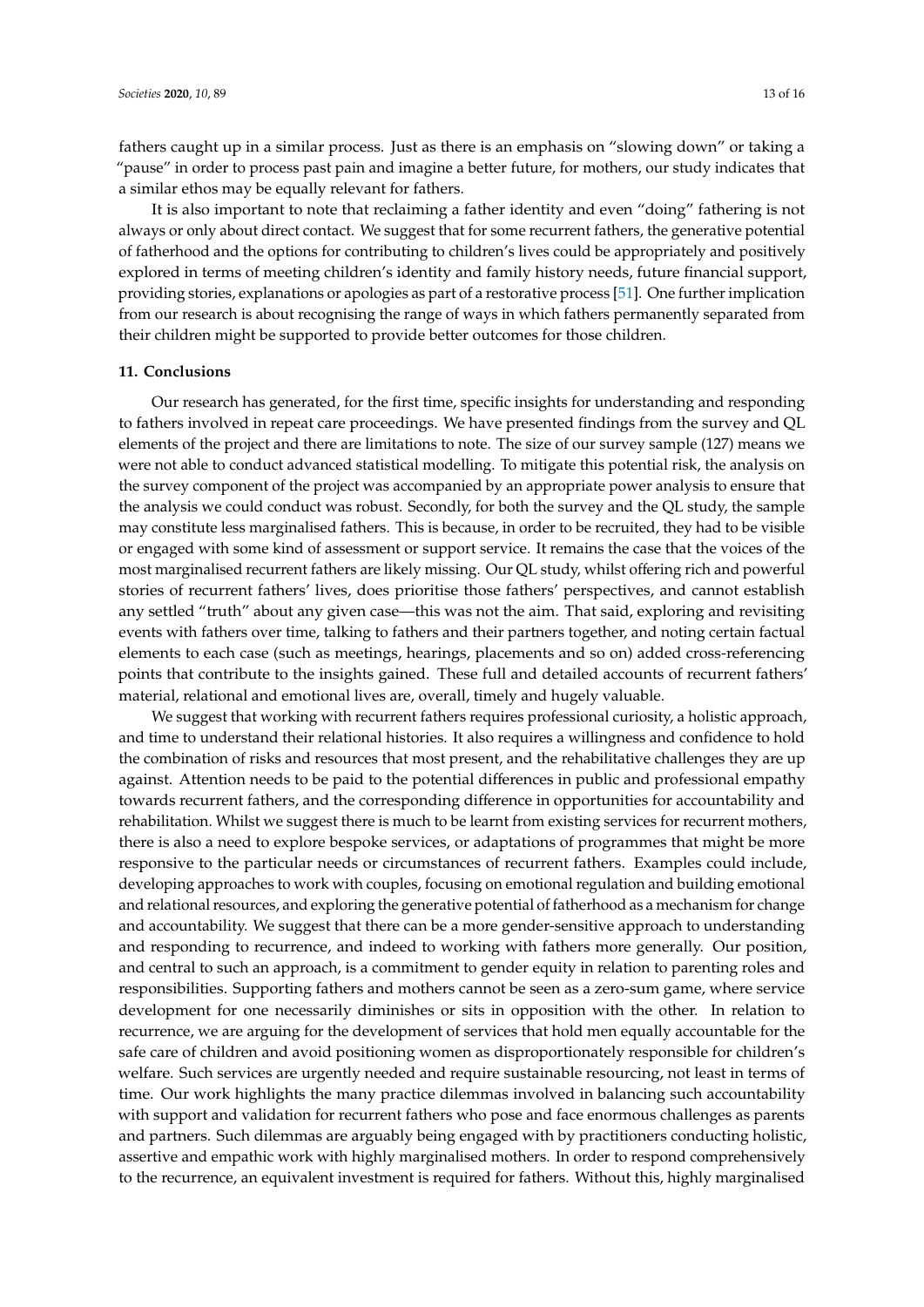fathers caught up in a similar process. Just as there is an emphasis on "slowing down" or taking a "pause" in order to process past pain and imagine a better future, for mothers, our study indicates that a similar ethos may be equally relevant for fathers.

It is also important to note that reclaiming a father identity and even "doing" fathering is not always or only about direct contact. We suggest that for some recurrent fathers, the generative potential of fatherhood and the options for contributing to children's lives could be appropriately and positively explored in terms of meeting children's identity and family history needs, future financial support, providing stories, explanations or apologies as part of a restorative process [51]. One further implication from our research is about recognising the range of ways in which fathers permanently separated from their children might be supported to provide better outcomes for those children.

## 11. Conclusions

Our research has generated, for the first time, specific insights for understanding and responding to fathers involved in repeat care proceedings. We have presented findings from the survey and QL elements of the project and there are limitations to note. The size of our survey sample (127) means we were not able to conduct advanced statistical modelling. To mitigate this potential risk, the analysis on the survey component of the project was accompanied by an appropriate power analysis to ensure that the analysis we could conduct was robust. Secondly, for both the survey and the QL study, the sample may constitute less marginalised fathers. This is because, in order to be recruited, they had to be visible or engaged with some kind of assessment or support service. It remains the case that the voices of the most marginalised recurrent fathers are likely missing. Our QL study, whilst offering rich and powerful stories of recurrent fathers' lives, does prioritise those fathers' perspectives, and cannot establish any settled "truth" about any given case—this was not the aim. That said, exploring and revisiting events with fathers over time, talking to fathers and their partners together, and noting certain factual elements to each case (such as meetings, hearings, placements and so on) added cross-referencing points that contribute to the insights gained. These full and detailed accounts of recurrent fathers' material, relational and emotional lives are, overall, timely and hugely valuable.

We suggest that working with recurrent fathers requires professional curiosity, a holistic approach, and time to understand their relational histories. It also requires a willingness and confidence to hold the combination of risks and resources that most present, and the rehabilitative challenges they are up against. Attention needs to be paid to the potential differences in public and professional empathy towards recurrent fathers, and the corresponding difference in opportunities for accountability and rehabilitation. Whilst we suggest there is much to be learnt from existing services for recurrent mothers, there is also a need to explore bespoke services, or adaptations of programmes that might be more responsive to the particular needs or circumstances of recurrent fathers. Examples could include, developing approaches to work with couples, focusing on emotional regulation and building emotional and relational resources, and exploring the generative potential of fatherhood as a mechanism for change and accountability. We suggest that there can be a more gender-sensitive approach to understanding and responding to recurrence, and indeed to working with fathers more generally. Our position, and central to such an approach, is a commitment to gender equity in relation to parenting roles and responsibilities. Supporting fathers and mothers cannot be seen as a zero-sum game, where service development for one necessarily diminishes or sits in opposition with the other. In relation to recurrence, we are arguing for the development of services that hold men equally accountable for the safe care of children and avoid positioning women as disproportionately responsible for children's welfare. Such services are urgently needed and require sustainable resourcing, not least in terms of time. Our work highlights the many practice dilemmas involved in balancing such accountability with support and validation for recurrent fathers who pose and face enormous challenges as parents and partners. Such dilemmas are arguably being engaged with by practitioners conducting holistic, assertive and empathic work with highly marginalised mothers. In order to respond comprehensively to the recurrence, an equivalent investment is required for fathers. Without this, highly marginalised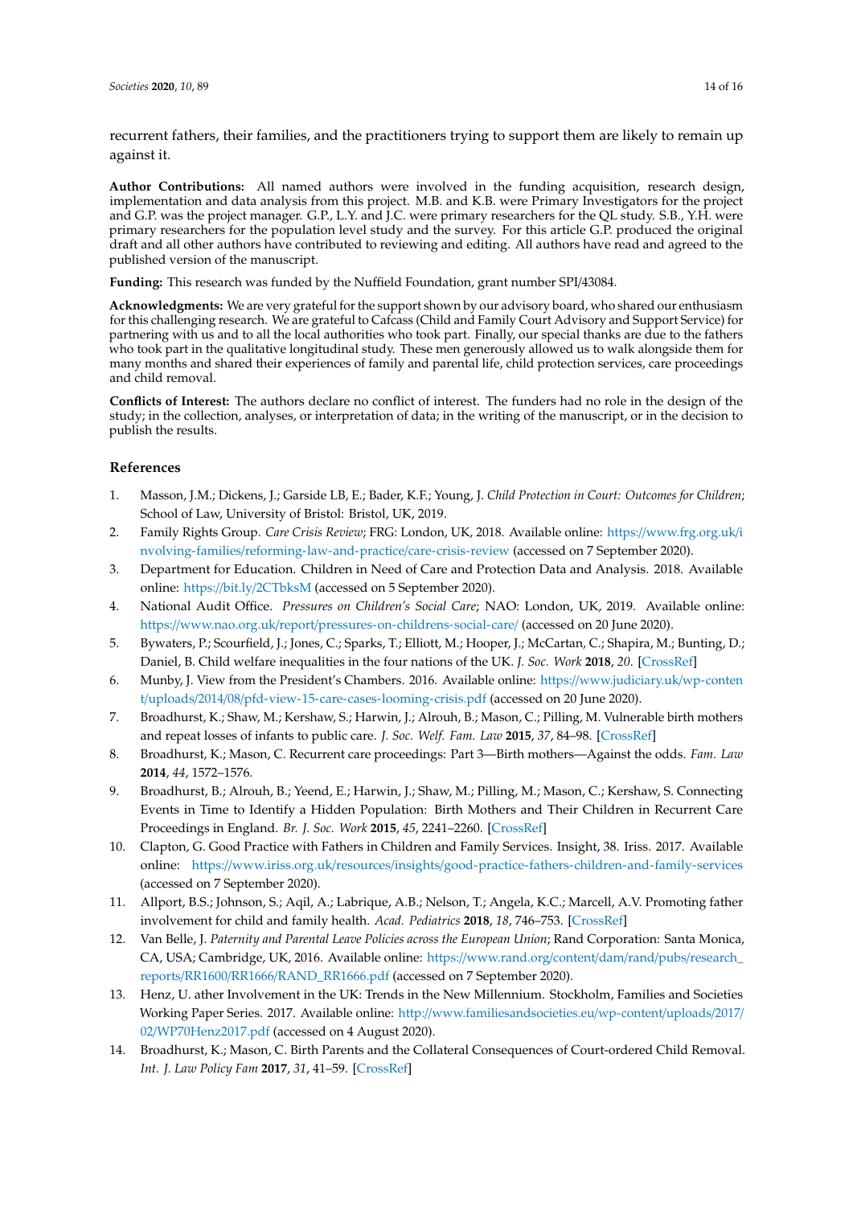recurrent fathers, their families, and the practitioners trying to support them are likely to remain up against it.

**Author Contributions:** All named authors were involved in the funding acquisition, research design, implementation and data analysis from this project. M.B. and K.B. were Primary Investigators for the project and G.P. was the project manager. G.P., L.Y. and J.C. were primary researchers for the QL study. S.B., Y.H. were primary researchers for the population level study and the survey. For this article G.P. produced the original draft and all other authors have contributed to reviewing and editing. All authors have read and agreed to the published version of the manuscript.

**Funding:** This research was funded by the Nuffield Foundation, grant number SPI/43084.

**Acknowledgments:** We are very grateful for the support shown by our advisory board, who shared our enthusiasm for this challenging research. We are grateful to Cafcass (Child and Family Court Advisory and Support Service) for partnering with us and to all the local authorities who took part. Finally, our special thanks are due to the fathers who took part in the qualitative longitudinal study. These men generously allowed us to walk alongside them for many months and shared their experiences of family and parental life, child protection services, care proceedings and child removal.

**Conflicts of Interest:** The authors declare no conflict of interest. The funders had no role in the design of the study; in the collection, analyses, or interpretation of data; in the writing of the manuscript, or in the decision to publish the results.

## References

1. Masson, J.M.; Dickens, J.; Garside LB, E.; Bader, K.F.; Young, J. *Child Protection in Court: Outcomes for Children*; School of Law, University of Bristol: Bristol, UK, 2019.
2. Family Rights Group. *Care Crisis Review*; FRG: London, UK, 2018. Available online: https://www.frg.org.uk/involving-families/reforming-law-and-practice/care-crisis-review (accessed on 7 September 2020).
3. Department for Education. Children in Need of Care and Protection Data and Analysis. 2018. Available online: https://bit.ly/2CTbksM (accessed on 5 September 2020).
4. National Audit Office. *Pressures on Children's Social Care*; NAO: London, UK, 2019. Available online: https://www.nao.org.uk/report/pressures-on-childrens-social-care/ (accessed on 20 June 2020).
5. Bywaters, P.; Scourfield, J.; Jones, C.; Sparks, T.; Elliott, M.; Hooper, J.; McCartan, C.; Shapira, M.; Bunting, D.; Daniel, B. Child welfare inequalities in the four nations of the UK. *J. Soc. Work* **2018**, *20*. [CrossRef]
6. Munby, J. View from the President's Chambers. 2016. Available online: https://www.judiciary.uk/wp-content/uploads/2014/08/pfd-view-15-care-cases-looming-crisis.pdf (accessed on 20 June 2020).
7. Broadhurst, K.; Shaw, M.; Kershaw, S.; Harwin, J.; Alrouh, B.; Mason, C.; Pilling, M. Vulnerable birth mothers and repeat losses of infants to public care. *J. Soc. Welf. Fam. Law* **2015**, *37*, 84–98. [CrossRef]
8. Broadhurst, K.; Mason, C. Recurrent care proceedings: Part 3—Birth mothers—Against the odds. *Fam. Law* **2014**, *44*, 1572–1576.
9. Broadhurst, B.; Alrouh, B.; Yeend, E.; Harwin, J.; Shaw, M.; Pilling, M.; Mason, C.; Kershaw, S. Connecting Events in Time to Identify a Hidden Population: Birth Mothers and Their Children in Recurrent Care Proceedings in England. *Br. J. Soc. Work* **2015**, *45*, 2241–2260. [CrossRef]
10. Clapton, G. Good Practice with Fathers in Children and Family Services. Insight, 38. Iriss. 2017. Available online: https://www.iriss.org.uk/resources/insights/good-practice-fathers-children-and-family-services (accessed on 7 September 2020).
11. Allport, B.S.; Johnson, S.; Aqil, A.; Labrique, A.B.; Nelson, T.; Angela, K.C.; Marcell, A.V. Promoting father involvement for child and family health. *Acad. Pediatrics* **2018**, *18*, 746–753. [CrossRef]
12. Van Belle, J. *Paternity and Parental Leave Policies across the European Union*; Rand Corporation: Santa Monica, CA, USA; Cambridge, UK, 2016. Available online: https://www.rand.org/content/dam/rand/pubs/research_reports/RR1600/RR1666/RAND_RR1666.pdf (accessed on 7 September 2020).
13. Henz, U. ather Involvement in the UK: Trends in the New Millennium. Stockholm, Families and Societies Working Paper Series. 2017. Available online: http://www.familiesandsocieties.eu/wp-content/uploads/2017/02/WP70Henz2017.pdf (accessed on 4 August 2020).
14. Broadhurst, K.; Mason, C. Birth Parents and the Collateral Consequences of Court-ordered Child Removal. *Int. J. Law Policy Fam* **2017**, *31*, 41–59. [CrossRef]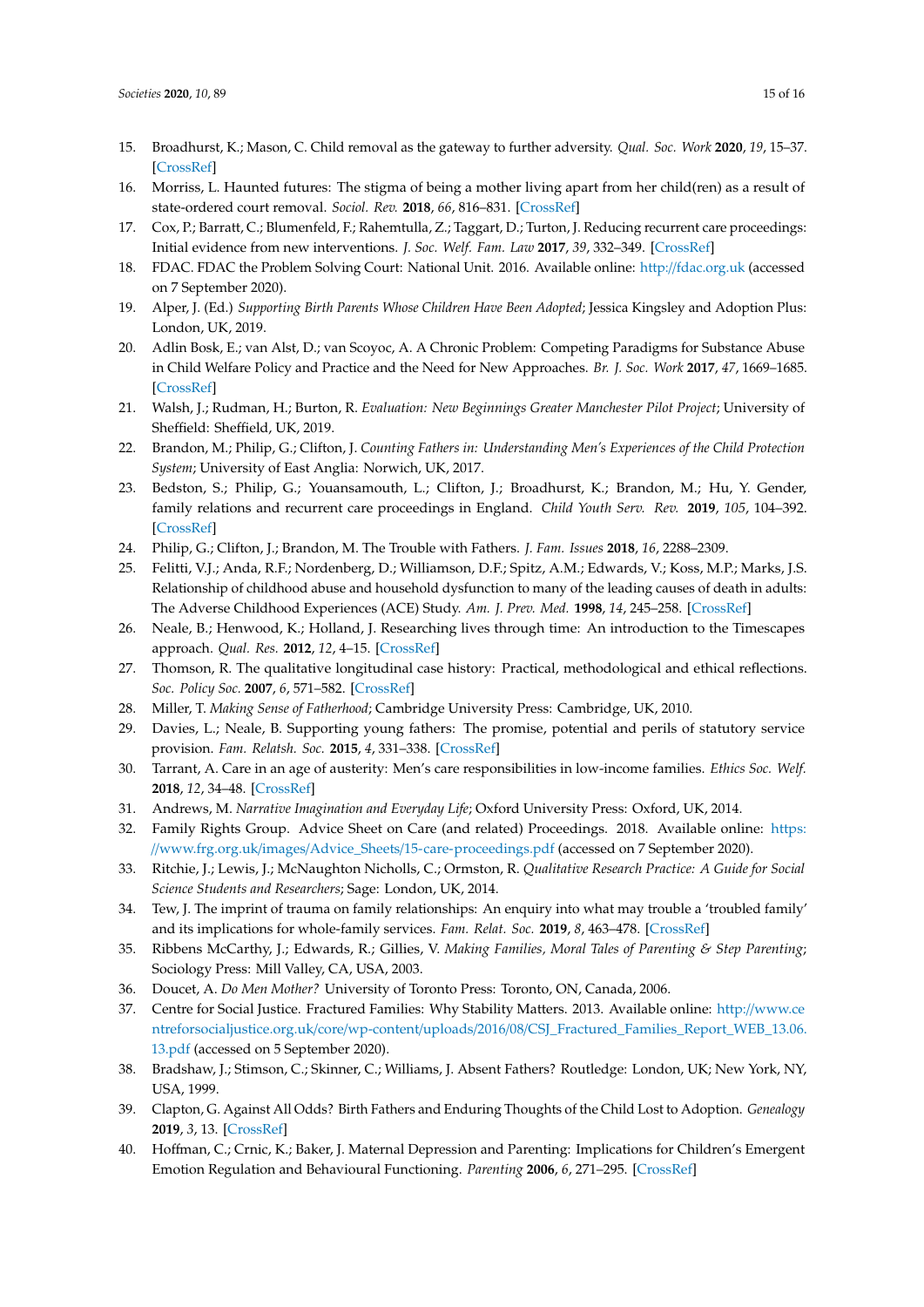15. Broadhurst, K.; Mason, C. Child removal as the gateway to further adversity. *Qual. Soc. Work* **2020**, *19*, 15–37. [CrossRef]
16. Morriss, L. Haunted futures: The stigma of being a mother living apart from her child(ren) as a result of state-ordered court removal. *Sociol. Rev.* **2018**, *66*, 816–831. [CrossRef]
17. Cox, P.; Barratt, C.; Blumenfeld, F.; Rahemtulla, Z.; Taggart, D.; Turton, J. Reducing recurrent care proceedings: Initial evidence from new interventions. *J. Soc. Welf. Fam. Law* **2017**, *39*, 332–349. [CrossRef]
18. FDAC. FDAC the Problem Solving Court: National Unit. 2016. Available online: http://fdac.org.uk (accessed on 7 September 2020).
19. Alper, J. (Ed.) *Supporting Birth Parents Whose Children Have Been Adopted*; Jessica Kingsley and Adoption Plus: London, UK, 2019.
20. Adlin Bosk, E.; van Alst, D.; van Scoyoc, A. A Chronic Problem: Competing Paradigms for Substance Abuse in Child Welfare Policy and Practice and the Need for New Approaches. *Br. J. Soc. Work* **2017**, *47*, 1669–1685. [CrossRef]
21. Walsh, J.; Rudman, H.; Burton, R. *Evaluation: New Beginnings Greater Manchester Pilot Project*; University of Sheffield: Sheffield, UK, 2019.
22. Brandon, M.; Philip, G.; Clifton, J. *Counting Fathers in: Understanding Men's Experiences of the Child Protection System*; University of East Anglia: Norwich, UK, 2017.
23. Bedston, S.; Philip, G.; Youansamouth, L.; Clifton, J.; Broadhurst, K.; Brandon, M.; Hu, Y. Gender, family relations and recurrent care proceedings in England. *Child Youth Serv. Rev.* **2019**, *105*, 104–392. [CrossRef]
24. Philip, G.; Clifton, J.; Brandon, M. The Trouble with Fathers. *J. Fam. Issues* **2018**, *16*, 2288–2309.
25. Felitti, V.J.; Anda, R.F.; Nordenberg, D.; Williamson, D.F.; Spitz, A.M.; Edwards, V.; Koss, M.P.; Marks, J.S. Relationship of childhood abuse and household dysfunction to many of the leading causes of death in adults: The Adverse Childhood Experiences (ACE) Study. *Am. J. Prev. Med.* **1998**, *14*, 245–258. [CrossRef]
26. Neale, B.; Henwood, K.; Holland, J. Researching lives through time: An introduction to the Timescapes approach. *Qual. Res.* **2012**, *12*, 4–15. [CrossRef]
27. Thomson, R. The qualitative longitudinal case history: Practical, methodological and ethical reflections. *Soc. Policy Soc.* **2007**, *6*, 571–582. [CrossRef]
28. Miller, T. *Making Sense of Fatherhood*; Cambridge University Press: Cambridge, UK, 2010.
29. Davies, L.; Neale, B. Supporting young fathers: The promise, potential and perils of statutory service provision. *Fam. Relatsh. Soc.* **2015**, *4*, 331–338. [CrossRef]
30. Tarrant, A. Care in an age of austerity: Men's care responsibilities in low-income families. *Ethics Soc. Welf.* **2018**, *12*, 34–48. [CrossRef]
31. Andrews, M. *Narrative Imagination and Everyday Life*; Oxford University Press: Oxford, UK, 2014.
32. Family Rights Group. Advice Sheet on Care (and related) Proceedings. 2018. Available online: https://www.frg.org.uk/images/Advice_Sheets/15-care-proceedings.pdf (accessed on 7 September 2020).
33. Ritchie, J.; Lewis, J.; McNaughton Nicholls, C.; Ormston, R. *Qualitative Research Practice: A Guide for Social Science Students and Researchers*; Sage: London, UK, 2014.
34. Tew, J. The imprint of trauma on family relationships: An enquiry into what may trouble a 'troubled family' and its implications for whole-family services. *Fam. Relat. Soc.* **2019**, *8*, 463–478. [CrossRef]
35. Ribbens McCarthy, J.; Edwards, R.; Gillies, V. *Making Families, Moral Tales of Parenting & Step Parenting*; Sociology Press: Mill Valley, CA, USA, 2003.
36. Doucet, A. *Do Men Mother?* University of Toronto Press: Toronto, ON, Canada, 2006.
37. Centre for Social Justice. Fractured Families: Why Stability Matters. 2013. Available online: http://www.centreforsocialjustice.org.uk/core/wp-content/uploads/2016/08/CSJ_Fractured_Families_Report_WEB_13.06.13.pdf (accessed on 5 September 2020).
38. Bradshaw, J.; Stimson, C.; Skinner, C.; Williams, J. Absent Fathers? Routledge: London, UK; New York, NY, USA, 1999.
39. Clapton, G. Against All Odds? Birth Fathers and Enduring Thoughts of the Child Lost to Adoption. *Genealogy* **2019**, *3*, 13. [CrossRef]
40. Hoffman, C.; Crnic, K.; Baker, J. Maternal Depression and Parenting: Implications for Children's Emergent Emotion Regulation and Behavioural Functioning. *Parenting* **2006**, *6*, 271–295. [CrossRef]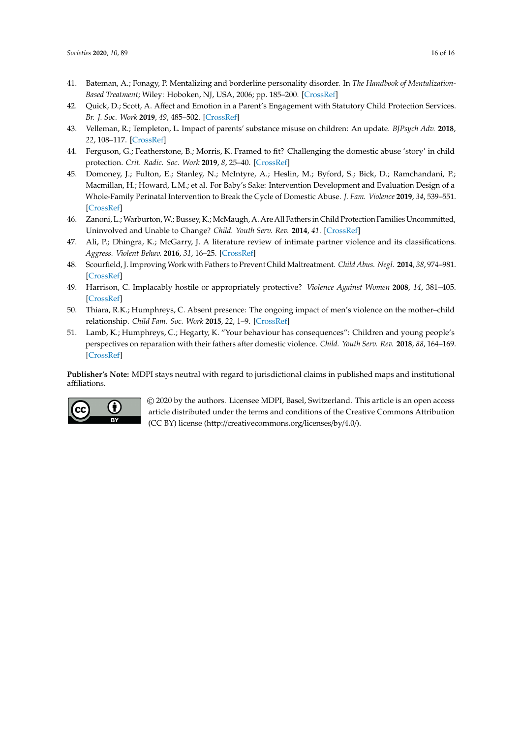41. Bateman, A.; Fonagy, P. Mentalizing and borderline personality disorder. In *The Handbook of Mentalization-Based Treatment*; Wiley: Hoboken, NJ, USA, 2006; pp. 185–200. [CrossRef]
42. Quick, D.; Scott, A. Affect and Emotion in a Parent's Engagement with Statutory Child Protection Services. *Br. J. Soc. Work* **2019**, *49*, 485–502. [CrossRef]
43. Velleman, R.; Templeton, L. Impact of parents' substance misuse on children: An update. *BJPsych Adv.* **2018**, *22*, 108–117. [CrossRef]
44. Ferguson, G.; Featherstone, B.; Morris, K. Framed to fit? Challenging the domestic abuse 'story' in child protection. *Crit. Radic. Soc. Work* **2019**, *8*, 25–40. [CrossRef]
45. Domoney, J.; Fulton, E.; Stanley, N.; McIntyre, A.; Heslin, M.; Byford, S.; Bick, D.; Ramchandani, P.; Macmillan, H.; Howard, L.M.; et al. For Baby's Sake: Intervention Development and Evaluation Design of a Whole-Family Perinatal Intervention to Break the Cycle of Domestic Abuse. *J. Fam. Violence* **2019**, *34*, 539–551. [CrossRef]
46. Zanoni, L.; Warburton, W.; Bussey, K.; McMaugh, A. Are All Fathers in Child Protection Families Uncommitted, Uninvolved and Unable to Change? *Child. Youth Serv. Rev.* **2014**, *41*. [CrossRef]
47. Ali, P.; Dhingra, K.; McGarry, J. A literature review of intimate partner violence and its classifications. *Aggress. Violent Behav.* **2016**, *31*, 16–25. [CrossRef]
48. Scourfield, J. Improving Work with Fathers to Prevent Child Maltreatment. *Child Abus. Negl.* **2014**, *38*, 974–981. [CrossRef]
49. Harrison, C. Implacably hostile or appropriately protective? *Violence Against Women* **2008**, *14*, 381–405. [CrossRef]
50. Thiara, R.K.; Humphreys, C. Absent presence: The ongoing impact of men's violence on the mother–child relationship. *Child Fam. Soc. Work* **2015**, *22*, 1–9. [CrossRef]
51. Lamb, K.; Humphreys, C.; Hegarty, K. "Your behaviour has consequences": Children and young people's perspectives on reparation with their fathers after domestic violence. *Child. Youth Serv. Rev.* **2018**, *88*, 164–169. [CrossRef]

**Publisher's Note:** MDPI stays neutral with regard to jurisdictional claims in published maps and institutional affiliations.

© 2020 by the authors. Licensee MDPI, Basel, Switzerland. This article is an open access article distributed under the terms and conditions of the Creative Commons Attribution (CC BY) license (http://creativecommons.org/licenses/by/4.0/).